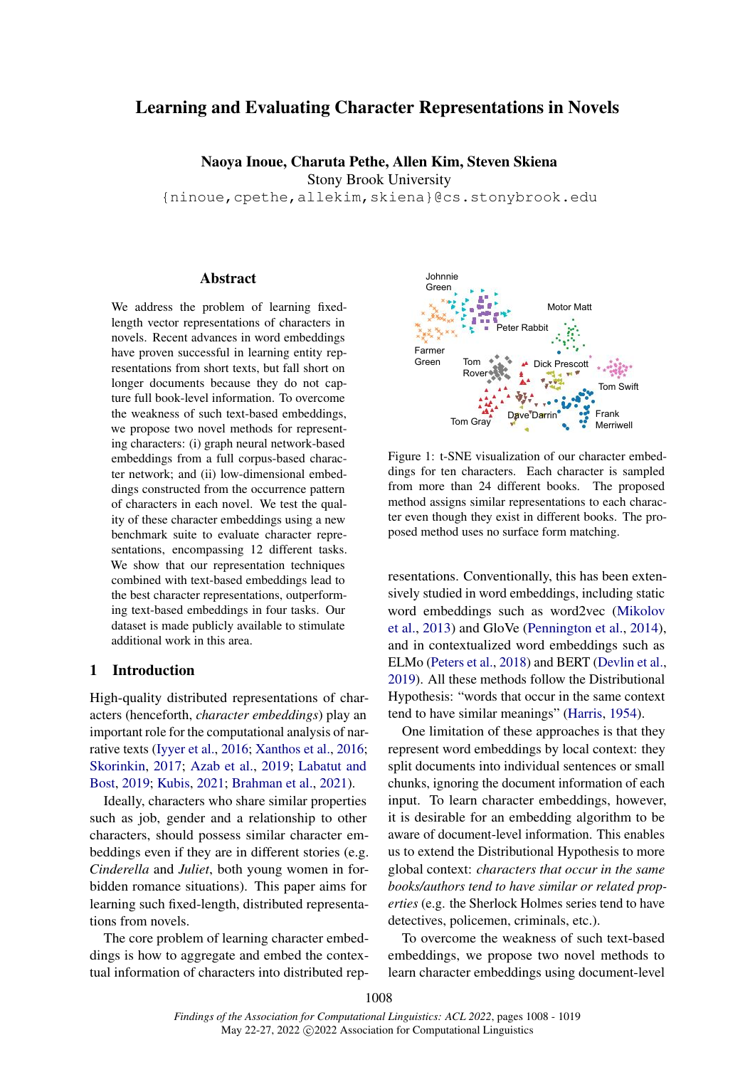# Learning and Evaluating Character Representations in Novels

**Naoya Inoue, Charuta Pethe, Allen Kim, Steven Skiena**
Stony Brook University
{ninoue,cpethe,allekim,skiena}@cs.stonybrook.edu

## Abstract

We address the problem of learning fixed-length vector representations of characters in novels. Recent advances in word embeddings have proven successful in learning entity representations from short texts, but fall short on longer documents because they do not capture full book-level information. To overcome the weakness of such text-based embeddings, we propose two novel methods for representing characters: (i) graph neural network-based embeddings from a full corpus-based character network; and (ii) low-dimensional embeddings constructed from the occurrence pattern of characters in each novel. We test the quality of these character embeddings using a new benchmark suite to evaluate character representations, encompassing 12 different tasks. We show that our representation techniques combined with text-based embeddings lead to the best character representations, outperforming text-based embeddings in four tasks. Our dataset is made publicly available to stimulate additional work in this area.

Figure 1: t-SNE visualization of our character embeddings for ten characters. Each character is sampled from more than 24 different books. The proposed method assigns similar representations to each character even though they exist in different books. The proposed method uses no surface form matching.

## 1 Introduction

High-quality distributed representations of characters (henceforth, *character embeddings*) play an important role for the computational analysis of narrative texts (Iyyer et al., 2016; Xanthos et al., 2016; Skorinkin, 2017; Azab et al., 2019; Labatut and Bost, 2019; Kubis, 2021; Brahman et al., 2021).

Ideally, characters who share similar properties such as job, gender and a relationship to other characters, should possess similar character embeddings even if they are in different stories (e.g. *Cinderella* and *Juliet*, both young women in forbidden romance situations). This paper aims for learning such fixed-length, distributed representations from novels.

The core problem of learning character embeddings is how to aggregate and embed the contextual information of characters into distributed representations. Conventionally, this has been extensively studied in word embeddings, including static word embeddings such as word2vec (Mikolov et al., 2013) and GloVe (Pennington et al., 2014), and in contextualized word embeddings such as ELMo (Peters et al., 2018) and BERT (Devlin et al., 2019). All these methods follow the Distributional Hypothesis: "words that occur in the same context tend to have similar meanings" (Harris, 1954).

One limitation of these approaches is that they represent word embeddings by local context: they split documents into individual sentences or small chunks, ignoring the document information of each input. To learn character embeddings, however, it is desirable for an embedding algorithm to be aware of document-level information. This enables us to extend the Distributional Hypothesis to more global context: *characters that occur in the same books/authors tend to have similar or related properties* (e.g. the Sherlock Holmes series tend to have detectives, policemen, criminals, etc.).

To overcome the weakness of such text-based embeddings, we propose two novel methods to learn character embeddings using document-level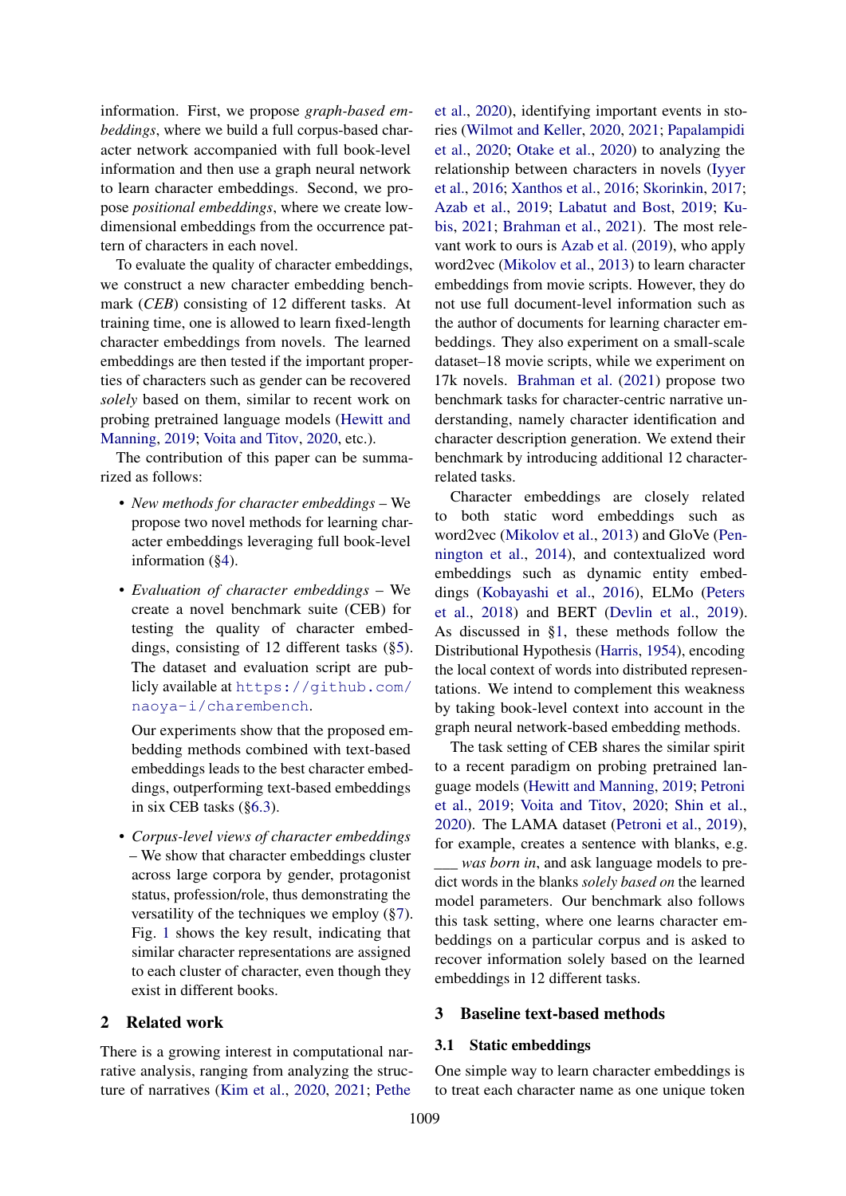information. First, we propose *graph-based embeddings*, where we build a full corpus-based character network accompanied with full book-level information and then use a graph neural network to learn character embeddings. Second, we propose *positional embeddings*, where we create low-dimensional embeddings from the occurrence pattern of characters in each novel.

To evaluate the quality of character embeddings, we construct a new character embedding benchmark (*CEB*) consisting of 12 different tasks. At training time, one is allowed to learn fixed-length character embeddings from novels. The learned embeddings are then tested if the important properties of characters such as gender can be recovered *solely* based on them, similar to recent work on probing pretrained language models (Hewitt and Manning, 2019; Voita and Titov, 2020, etc.).

The contribution of this paper can be summarized as follows:

- *New methods for character embeddings* – We propose two novel methods for learning character embeddings leveraging full book-level information (§4).
- *Evaluation of character embeddings* – We create a novel benchmark suite (CEB) for testing the quality of character embeddings, consisting of 12 different tasks (§5). The dataset and evaluation script are publicly available at https://github.com/naoya-i/charembench.

  Our experiments show that the proposed embedding methods combined with text-based embeddings leads to the best character embeddings, outperforming text-based embeddings in six CEB tasks (§6.3).
- *Corpus-level views of character embeddings* – We show that character embeddings cluster across large corpora by gender, protagonist status, profession/role, thus demonstrating the versatility of the techniques we employ (§7). Fig. 1 shows the key result, indicating that similar character representations are assigned to each cluster of character, even though they exist in different books.

## 2 Related work

There is a growing interest in computational narrative analysis, ranging from analyzing the structure of narratives (Kim et al., 2020, 2021; Pethe et al., 2020), identifying important events in stories (Wilmot and Keller, 2020, 2021; Papalampidi et al., 2020; Otake et al., 2020) to analyzing the relationship between characters in novels (Iyyer et al., 2016; Xanthos et al., 2016; Skorinkin, 2017; Azab et al., 2019; Labatut and Bost, 2019; Kubis, 2021; Brahman et al., 2021). The most relevant work to ours is Azab et al. (2019), who apply word2vec (Mikolov et al., 2013) to learn character embeddings from movie scripts. However, they do not use full document-level information such as the author of documents for learning character embeddings. They also experiment on a small-scale dataset–18 movie scripts, while we experiment on 17k novels. Brahman et al. (2021) propose two benchmark tasks for character-centric narrative understanding, namely character identification and character description generation. We extend their benchmark by introducing additional 12 character-related tasks.

Character embeddings are closely related to both static word embeddings such as word2vec (Mikolov et al., 2013) and GloVe (Pennington et al., 2014), and contextualized word embeddings such as dynamic entity embeddings (Kobayashi et al., 2016), ELMo (Peters et al., 2018) and BERT (Devlin et al., 2019). As discussed in §1, these methods follow the Distributional Hypothesis (Harris, 1954), encoding the local context of words into distributed representations. We intend to complement this weakness by taking book-level context into account in the graph neural network-based embedding methods.

The task setting of CEB shares the similar spirit to a recent paradigm on probing pretrained language models (Hewitt and Manning, 2019; Petroni et al., 2019; Voita and Titov, 2020; Shin et al., 2020). The LAMA dataset (Petroni et al., 2019), for example, creates a sentence with blanks, e.g. ___ *was born in*, and ask language models to predict words in the blanks *solely based on* the learned model parameters. Our benchmark also follows this task setting, where one learns character embeddings on a particular corpus and is asked to recover information solely based on the learned embeddings in 12 different tasks.

## 3 Baseline text-based methods

### 3.1 Static embeddings

One simple way to learn character embeddings is to treat each character name as one unique token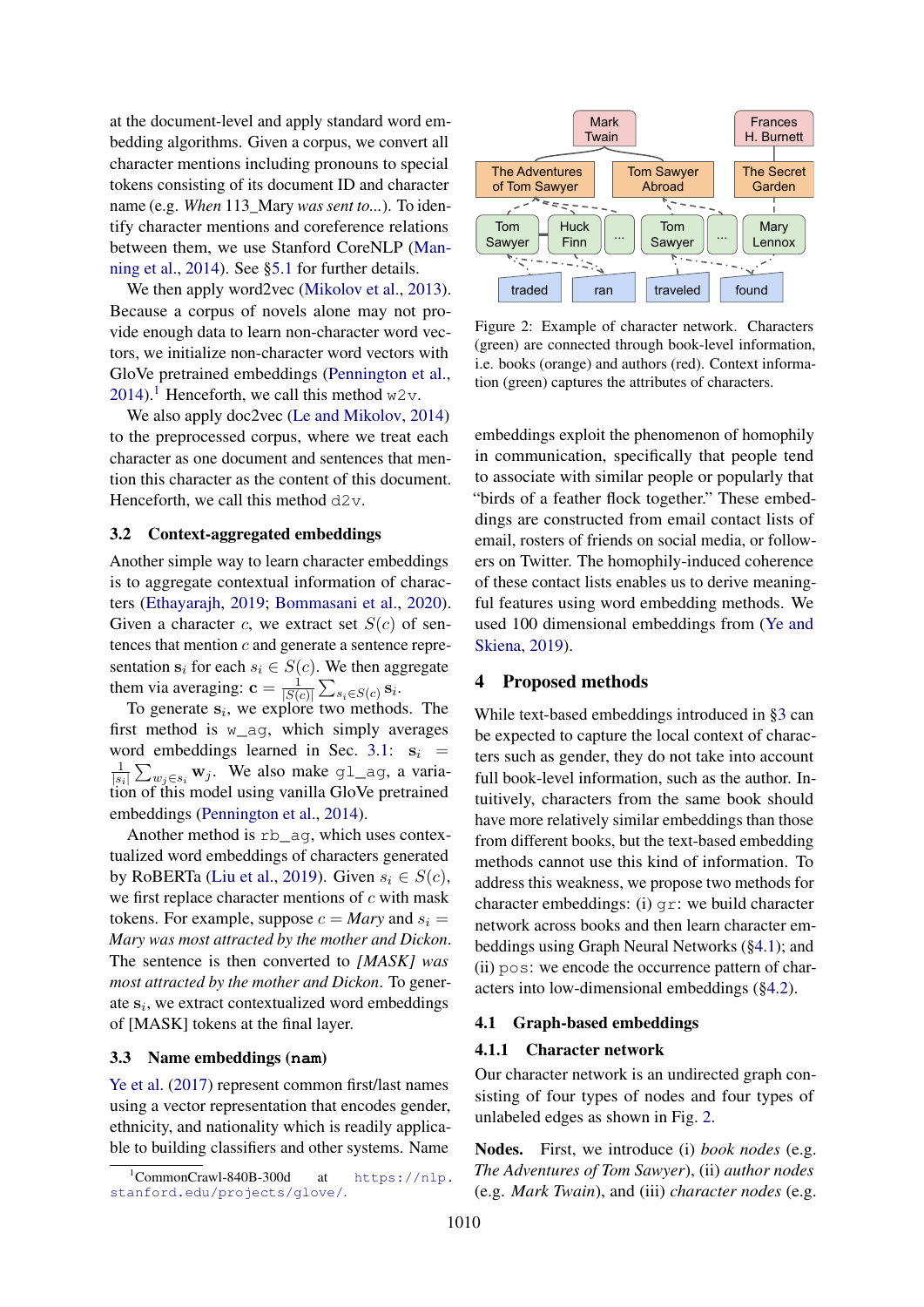at the document-level and apply standard word embedding algorithms. Given a corpus, we convert all character mentions including pronouns to special tokens consisting of its document ID and character name (e.g. *When* 113_Mary *was sent to...*). To identify character mentions and coreference relations between them, we use Stanford CoreNLP (Manning et al., 2014). See §5.1 for further details.

We then apply word2vec (Mikolov et al., 2013). Because a corpus of novels alone may not provide enough data to learn non-character word vectors, we initialize non-character word vectors with GloVe pretrained embeddings (Pennington et al., 2014).[1] Henceforth, we call this method `w2v`.

We also apply doc2vec (Le and Mikolov, 2014) to the preprocessed corpus, where we treat each character as one document and sentences that mention this character as the content of this document. Henceforth, we call this method `d2v`.

### 3.2 Context-aggregated embeddings

Another simple way to learn character embeddings is to aggregate contextual information of characters (Ethayarajh, 2019; Bommasani et al., 2020). Given a character $c$, we extract set $S(c)$ of sentences that mention $c$ and generate a sentence representation $\mathbf{s}_i$ for each $s_i \in S(c)$. We then aggregate them via averaging: $\mathbf{c} = \frac{1}{|S(c)|} \sum_{s_i \in S(c)} \mathbf{s}_i$.

To generate $\mathbf{s}_i$, we explore two methods. The first method is `w_ag`, which simply averages word embeddings learned in Sec. 3.1: $\mathbf{s}_i = \frac{1}{|s_i|} \sum_{w_j \in s_i} \mathbf{w}_j$. We also make `gl_ag`, a variation of this model using vanilla GloVe pretrained embeddings (Pennington et al., 2014).

Another method is `rb_ag`, which uses contextualized word embeddings of characters generated by RoBERTa (Liu et al., 2019). Given $s_i \in S(c)$, we first replace character mentions of $c$ with mask tokens. For example, suppose $c$ = *Mary* and $s_i$ = *Mary was most attracted by the mother and Dickon*. The sentence is then converted to *[MASK] was most attracted by the mother and Dickon*. To generate $\mathbf{s}_i$, we extract contextualized word embeddings of [MASK] tokens at the final layer.

### 3.3 Name embeddings (`nam`)

Ye et al. (2017) represent common first/last names using a vector representation that encodes gender, ethnicity, and nationality which is readily applicable to building classifiers and other systems. Name embeddings exploit the phenomenon of homophily in communication, specifically that people tend to associate with similar people or popularly that "birds of a feather flock together." These embeddings are constructed from email contact lists of email, rosters of friends on social media, or followers on Twitter. The homophily-induced coherence of these contact lists enables us to derive meaningful features using word embedding methods. We used 100 dimensional embeddings from (Ye and Skiena, 2019).

[1] CommonCrawl-840B-300d at https://nlp.stanford.edu/projects/glove/.

Figure 2: Example of character network. Characters (green) are connected through book-level information, i.e. books (orange) and authors (red). Context information (green) captures the attributes of characters.

## 4 Proposed methods

While text-based embeddings introduced in §3 can be expected to capture the local context of characters such as gender, they do not take into account full book-level information, such as the author. Intuitively, characters from the same book should have more relatively similar embeddings than those from different books, but the text-based embedding methods cannot use this kind of information. To address this weakness, we propose two methods for character embeddings: (i) `gr`: we build character network across books and then learn character embeddings using Graph Neural Networks (§4.1); and (ii) `pos`: we encode the occurrence pattern of characters into low-dimensional embeddings (§4.2).

### 4.1 Graph-based embeddings

#### 4.1.1 Character network

Our character network is an undirected graph consisting of four types of nodes and four types of unlabeled edges as shown in Fig. 2.

**Nodes.** First, we introduce (i) *book nodes* (e.g. *The Adventures of Tom Sawyer*), (ii) *author nodes* (e.g. *Mark Twain*), and (iii) *character nodes* (e.g.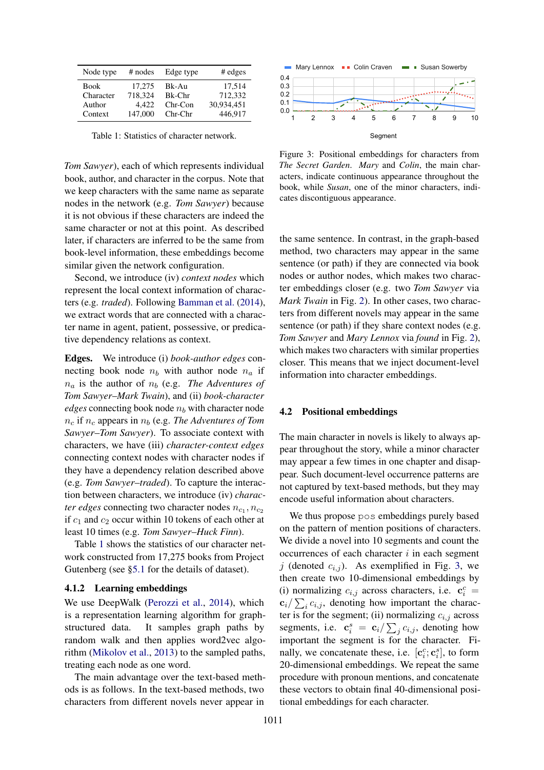| Node type | # nodes | Edge type | # edges |
|---|---|---|---|
| Book | 17,275 | Bk-Au | 17,514 |
| Character | 718,324 | Bk-Chr | 712,332 |
| Author | 4,422 | Chr-Con | 30,934,451 |
| Context | 147,000 | Chr-Chr | 446,917 |

Table 1: Statistics of character network.

*Tom Sawyer*), each of which represents individual book, author, and character in the corpus. Note that we keep characters with the same name as separate nodes in the network (e.g. *Tom Sawyer*) because it is not obvious if these characters are indeed the same character or not at this point. As described later, if characters are inferred to be the same from book-level information, these embeddings become similar given the network configuration.

Second, we introduce (iv) *context nodes* which represent the local context information of characters (e.g. *traded*). Following Bamman et al. (2014), we extract words that are connected with a character name in agent, patient, possessive, or predicative dependency relations as context.

**Edges.** We introduce (i) *book-author edges* connecting book node $n_b$ with author node $n_a$ if $n_a$ is the author of $n_b$ (e.g. *The Adventures of Tom Sawyer–Mark Twain*), and (ii) *book-character edges* connecting book node $n_b$ with character node $n_c$ if $n_c$ appears in $n_b$ (e.g. *The Adventures of Tom Sawyer–Tom Sawyer*). To associate context with characters, we have (iii) *character-context edges* connecting context nodes with character nodes if they have a dependency relation described above (e.g. *Tom Sawyer–traded*). To capture the interaction between characters, we introduce (iv) *character edges* connecting two character nodes $n_{c_1}, n_{c_2}$ if $c_1$ and $c_2$ occur within 10 tokens of each other at least 10 times (e.g. *Tom Sawyer–Huck Finn*).

Table 1 shows the statistics of our character network constructed from 17,275 books from Project Gutenberg (see §5.1 for the details of dataset).

### 4.1.2 Learning embeddings

We use DeepWalk (Perozzi et al., 2014), which is a representation learning algorithm for graph-structured data. It samples graph paths by random walk and then applies word2vec algorithm (Mikolov et al., 2013) to the sampled paths, treating each node as one word.

The main advantage over the text-based methods is as follows. In the text-based methods, two characters from different novels never appear in the same sentence. In contrast, in the graph-based method, two characters may appear in the same sentence (or path) if they are connected via book nodes or author nodes, which makes two character embeddings closer (e.g. two *Tom Sawyer* via *Mark Twain* in Fig. 2). In other cases, two characters from different novels may appear in the same sentence (or path) if they share context nodes (e.g. *Tom Sawyer* and *Mary Lennox* via *found* in Fig. 2), which makes two characters with similar properties closer. This means that we inject document-level information into character embeddings.

Figure 3: Positional embeddings for characters from *The Secret Garden*. *Mary* and *Colin*, the main characters, indicate continuous appearance throughout the book, while *Susan*, one of the minor characters, indicates discontiguous appearance.

## 4.2 Positional embeddings

The main character in novels is likely to always appear throughout the story, while a minor character may appear a few times in one chapter and disappear. Such document-level occurrence patterns are not captured by text-based methods, but they may encode useful information about characters.

We thus propose pos embeddings purely based on the pattern of mention positions of characters. We divide a novel into 10 segments and count the occurrences of each character $i$ in each segment $j$ (denoted $c_{i,j}$). As exemplified in Fig. 3, we then create two 10-dimensional embeddings by (i) normalizing $c_{i,j}$ across characters, i.e. $\mathbf{c}_i^c = \mathbf{c}_i / \sum_i c_{i,j}$, denoting how important the character is for the segment; (ii) normalizing $c_{i,j}$ across segments, i.e. $\mathbf{c}_i^s = \mathbf{c}_i / \sum_j c_{i,j}$, denoting how important the segment is for the character. Finally, we concatenate these, i.e. $[\mathbf{c}_i^c; \mathbf{c}_i^s]$, to form 20-dimensional embeddings. We repeat the same procedure with pronoun mentions, and concatenate these vectors to obtain final 40-dimensional positional embeddings for each character.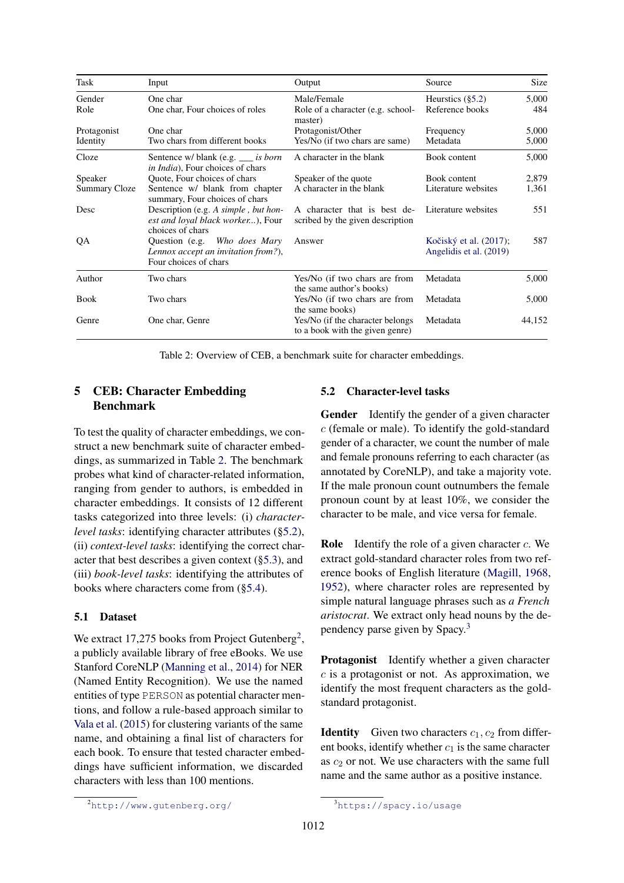| Task | Input | Output | Source | Size |
|---|---|---|---|---|
| Gender | One char | Male/Female | Heurstics (§5.2) | 5,000 |
| Role | One char, Four choices of roles | Role of a character (e.g. school-master) | Reference books | 484 |
| Protagonist | One char | Protagonist/Other | Frequency | 5,000 |
| Identity | Two chars from different books | Yes/No (if two chars are same) | Metadata | 5,000 |
| Cloze | Sentence w/ blank (e.g. ___ *is born in India*), Four choices of chars | A character in the blank | Book content | 5,000 |
| Speaker | Quote, Four choices of chars | Speaker of the quote | Book content | 2,879 |
| Summary Cloze | Sentence w/ blank from chapter summary, Four choices of chars | A character in the blank | Literature websites | 1,361 |
| Desc | Description (e.g. *A simple , but honest and loyal black worker...*), Four choices of chars | A character that is best described by the given description | Literature websites | 551 |
| QA | Question (e.g. *Who does Mary Lennox accept an invitation from?*), Four choices of chars | Answer | Kočiský et al. (2017); Angelidis et al. (2019) | 587 |
| Author | Two chars | Yes/No (if two chars are from the same author's books) | Metadata | 5,000 |
| Book | Two chars | Yes/No (if two chars are from the same books) | Metadata | 5,000 |
| Genre | One char, Genre | Yes/No (if the character belongs to a book with the given genre) | Metadata | 44,152 |

Table 2: Overview of CEB, a benchmark suite for character embeddings.

## 5 CEB: Character Embedding Benchmark

To test the quality of character embeddings, we construct a new benchmark suite of character embeddings, as summarized in Table 2. The benchmark probes what kind of character-related information, ranging from gender to authors, is embedded in character embeddings. It consists of 12 different tasks categorized into three levels: (i) *character-level tasks*: identifying character attributes (§5.2), (ii) *context-level tasks*: identifying the correct character that best describes a given context (§5.3), and (iii) *book-level tasks*: identifying the attributes of books where characters come from (§5.4).

### 5.1 Dataset

We extract 17,275 books from Project Gutenberg[2], a publicly available library of free eBooks. We use Stanford CoreNLP (Manning et al., 2014) for NER (Named Entity Recognition). We use the named entities of type PERSON as potential character mentions, and follow a rule-based approach similar to Vala et al. (2015) for clustering variants of the same name, and obtaining a final list of characters for each book. To ensure that tested character embeddings have sufficient information, we discarded characters with less than 100 mentions.

### 5.2 Character-level tasks

**Gender** Identify the gender of a given character $c$ (female or male). To identify the gold-standard gender of a character, we count the number of male and female pronouns referring to each character (as annotated by CoreNLP), and take a majority vote. If the male pronoun count outnumbers the female pronoun count by at least 10%, we consider the character to be male, and vice versa for female.

**Role** Identify the role of a given character $c$. We extract gold-standard character roles from two reference books of English literature (Magill, 1968, 1952), where character roles are represented by simple natural language phrases such as *a French aristocrat*. We extract only head nouns by the dependency parse given by Spacy.[3]

**Protagonist** Identify whether a given character $c$ is a protagonist or not. As approximation, we identify the most frequent characters as the gold-standard protagonist.

**Identity** Given two characters $c_1, c_2$ from different books, identify whether $c_1$ is the same character as $c_2$ or not. We use characters with the same full name and the same author as a positive instance.

[2] http://www.gutenberg.org/

[3] https://spacy.io/usage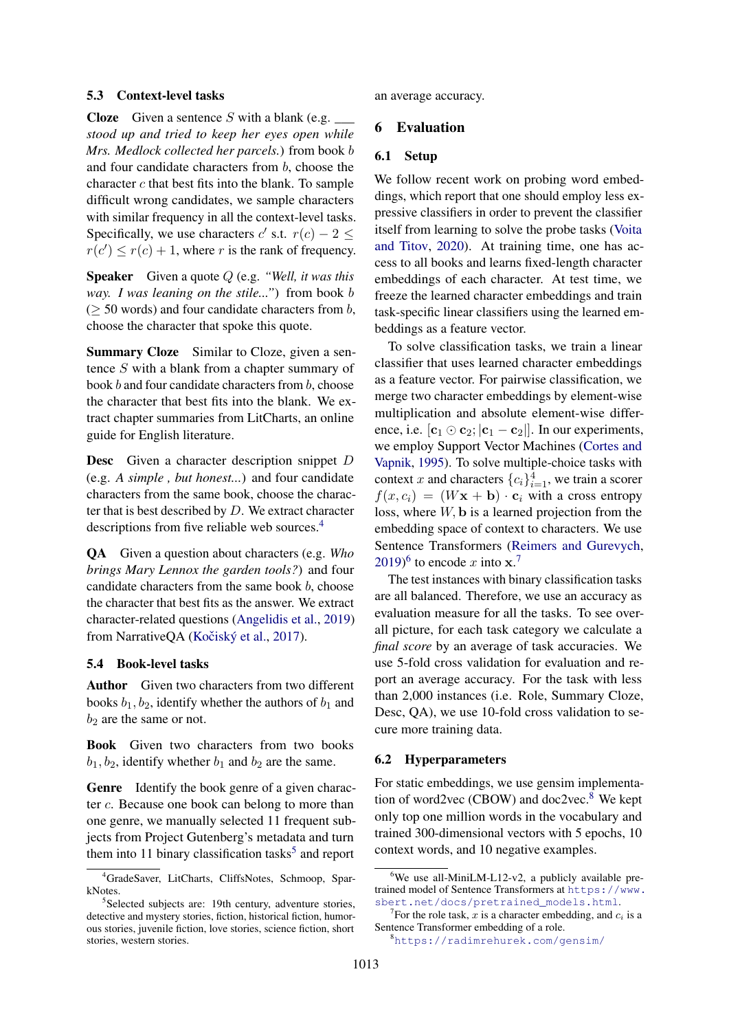### 5.3 Context-level tasks

**Cloze** Given a sentence $S$ with a blank (e.g. ___ *stood up and tried to keep her eyes open while Mrs. Medlock collected her parcels.*) from book $b$ and four candidate characters from $b$, choose the character $c$ that best fits into the blank. To sample difficult wrong candidates, we sample characters with similar frequency in all the context-level tasks. Specifically, we use characters $c'$ s.t. $r(c) - 2 \leq r(c') \leq r(c) + 1$, where $r$ is the rank of frequency.

**Speaker** Given a quote $Q$ (e.g. *"Well, it was this way. I was leaning on the stile..."*) from book $b$ ($\geq$ 50 words) and four candidate characters from $b$, choose the character that spoke this quote.

**Summary Cloze** Similar to Cloze, given a sentence $S$ with a blank from a chapter summary of book $b$ and four candidate characters from $b$, choose the character that best fits into the blank. We extract chapter summaries from LitCharts, an online guide for English literature.

**Desc** Given a character description snippet $D$ (e.g. *A simple , but honest...*) and four candidate characters from the same book, choose the character that is best described by $D$. We extract character descriptions from five reliable web sources.[4]

**QA** Given a question about characters (e.g. *Who brings Mary Lennox the garden tools?*) and four candidate characters from the same book $b$, choose the character that best fits as the answer. We extract character-related questions (Angelidis et al., 2019) from NarrativeQA (Kočiský et al., 2017).

### 5.4 Book-level tasks

**Author** Given two characters from two different books $b_1, b_2$, identify whether the authors of $b_1$ and $b_2$ are the same or not.

**Book** Given two characters from two books $b_1, b_2$, identify whether $b_1$ and $b_2$ are the same.

**Genre** Identify the book genre of a given character $c$. Because one book can belong to more than one genre, we manually selected 11 frequent subjects from Project Gutenberg's metadata and turn them into 11 binary classification tasks[5] and report an average accuracy.

## 6 Evaluation

### 6.1 Setup

We follow recent work on probing word embeddings, which report that one should employ less expressive classifiers in order to prevent the classifier itself from learning to solve the probe tasks (Voita and Titov, 2020). At training time, one has access to all books and learns fixed-length character embeddings of each character. At test time, we freeze the learned character embeddings and train task-specific linear classifiers using the learned embeddings as a feature vector.

To solve classification tasks, we train a linear classifier that uses learned character embeddings as a feature vector. For pairwise classification, we merge two character embeddings by element-wise multiplication and absolute element-wise difference, i.e. $[\mathbf{c}_1 \odot \mathbf{c}_2; |\mathbf{c}_1 - \mathbf{c}_2|]$. In our experiments, we employ Support Vector Machines (Cortes and Vapnik, 1995). To solve multiple-choice tasks with context $x$ and characters $\{c_i\}_{i=1}^4$, we train a scorer $f(x, c_i) = (W\mathbf{x} + \mathbf{b}) \cdot \mathbf{c}_i$ with a cross entropy loss, where $W, \mathbf{b}$ is a learned projection from the embedding space of context to characters. We use Sentence Transformers (Reimers and Gurevych, 2019)[6] to encode $x$ into $\mathbf{x}$.[7]

The test instances with binary classification tasks are all balanced. Therefore, we use an accuracy as evaluation measure for all the tasks. To see overall picture, for each task category we calculate a *final score* by an average of task accuracies. We use 5-fold cross validation for evaluation and report an average accuracy. For the task with less than 2,000 instances (i.e. Role, Summary Cloze, Desc, QA), we use 10-fold cross validation to secure more training data.

### 6.2 Hyperparameters

For static embeddings, we use gensim implementation of word2vec (CBOW) and doc2vec.[8] We kept only top one million words in the vocabulary and trained 300-dimensional vectors with 5 epochs, 10 context words, and 10 negative examples.

[4] GradeSaver, LitCharts, CliffsNotes, Schmoop, SparkNotes.

[5] Selected subjects are: 19th century, adventure stories, detective and mystery stories, fiction, historical fiction, humorous stories, juvenile fiction, love stories, science fiction, short stories, western stories.

[6] We use all-MiniLM-L12-v2, a publicly available pre-trained model of Sentence Transformers at https://www.sbert.net/docs/pretrained_models.html.

[7] For the role task, $x$ is a character embedding, and $c_i$ is a Sentence Transformer embedding of a role.

[8] https://radimrehurek.com/gensim/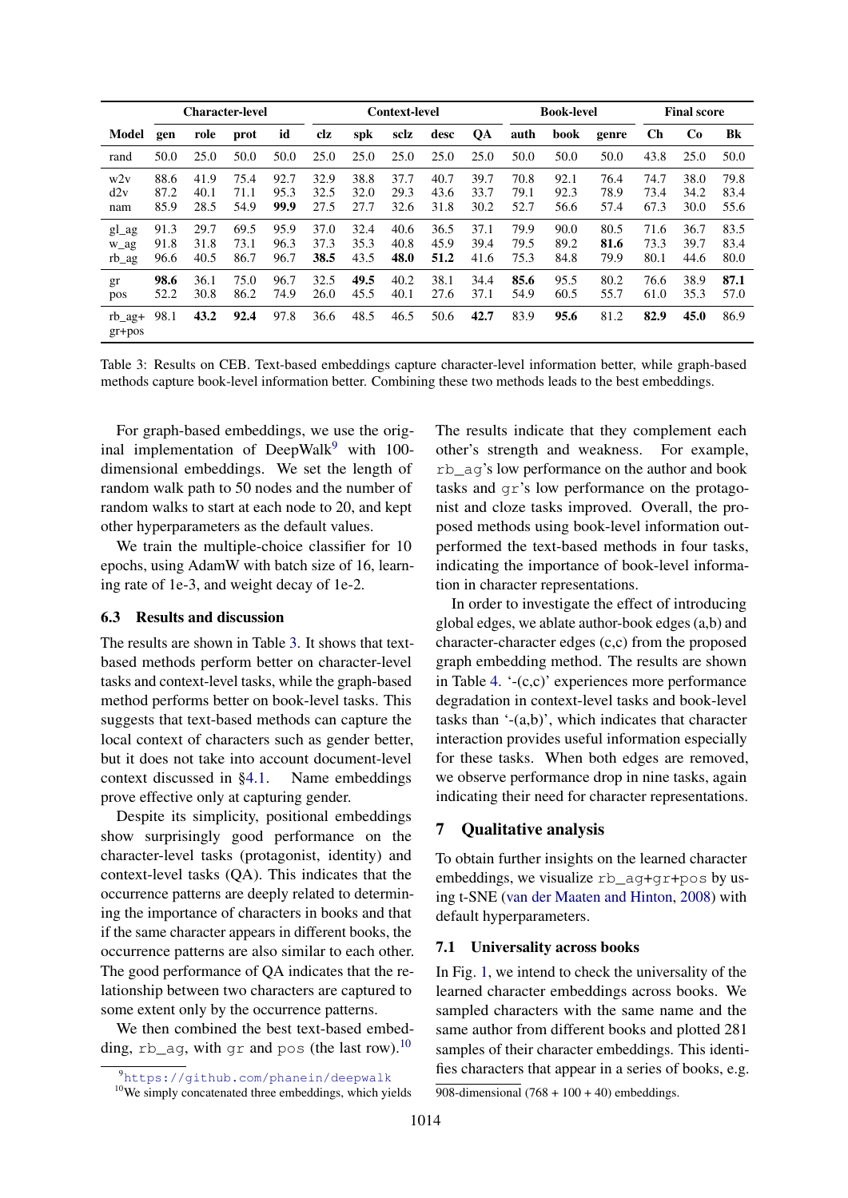| | Character-level | | | | Context-level | | | | | Book-level | | | Final score | | |
|---|---|---|---|---|---|---|---|---|---|---|---|---|---|---|---|
| Model | gen | role | prot | id | clz | spk | sclz | desc | QA | auth | book | genre | Ch | Co | Bk |
| rand | 50.0 | 25.0 | 50.0 | 50.0 | 25.0 | 25.0 | 25.0 | 25.0 | 25.0 | 50.0 | 50.0 | 50.0 | 43.8 | 25.0 | 50.0 |
| w2v | 88.6 | 41.9 | 75.4 | 92.7 | 32.9 | 38.8 | 37.7 | 40.7 | 39.7 | 70.8 | 92.1 | 76.4 | 74.7 | 38.0 | 79.8 |
| d2v | 87.2 | 40.1 | 71.1 | 95.3 | 32.5 | 32.0 | 29.3 | 43.6 | 33.7 | 79.1 | 92.3 | 78.9 | 73.4 | 34.2 | 83.4 |
| nam | 85.9 | 28.5 | 54.9 | **99.9** | 27.5 | 27.7 | 32.6 | 31.8 | 30.2 | 52.7 | 56.6 | 57.4 | 67.3 | 30.0 | 55.6 |
| gl_ag | 91.3 | 29.7 | 69.5 | 95.9 | 37.0 | 32.4 | 40.6 | 36.5 | 37.1 | 79.9 | 90.0 | 80.5 | 71.6 | 36.7 | 83.5 |
| w_ag | 91.8 | 31.8 | 73.1 | 96.3 | 37.3 | 35.3 | 40.8 | 45.9 | 39.4 | 79.5 | 89.2 | **81.6** | 73.3 | 39.7 | 83.4 |
| rb_ag | 96.6 | 40.5 | 86.7 | 96.7 | **38.5** | 43.5 | **48.0** | **51.2** | 41.6 | 75.3 | 84.8 | 79.9 | 80.1 | 44.6 | 80.0 |
| gr | **98.6** | 36.1 | 75.0 | 96.7 | 32.5 | **49.5** | 40.2 | 38.1 | 34.4 | **85.6** | 95.5 | 80.2 | 76.6 | 38.9 | **87.1** |
| pos | 52.2 | 30.8 | 86.2 | 74.9 | 26.0 | 45.5 | 40.1 | 27.6 | 37.1 | 54.9 | 60.5 | 55.7 | 61.0 | 35.3 | 57.0 |
| rb_ag+ gr+pos | 98.1 | **43.2** | **92.4** | 97.8 | 36.6 | 48.5 | 46.5 | 50.6 | **42.7** | 83.9 | **95.6** | 81.2 | **82.9** | **45.0** | 86.9 |

Table 3: Results on CEB. Text-based embeddings capture character-level information better, while graph-based methods capture book-level information better. Combining these two methods leads to the best embeddings.

For graph-based embeddings, we use the original implementation of DeepWalk[9] with 100-dimensional embeddings. We set the length of random walk path to 50 nodes and the number of random walks to start at each node to 20, and kept other hyperparameters as the default values.

We train the multiple-choice classifier for 10 epochs, using AdamW with batch size of 16, learning rate of 1e-3, and weight decay of 1e-2.

### 6.3 Results and discussion

The results are shown in Table 3. It shows that text-based methods perform better on character-level tasks and context-level tasks, while the graph-based method performs better on book-level tasks. This suggests that text-based methods can capture the local context of characters such as gender better, but it does not take into account document-level context discussed in §4.1. Name embeddings prove effective only at capturing gender.

Despite its simplicity, positional embeddings show surprisingly good performance on the character-level tasks (protagonist, identity) and context-level tasks (QA). This indicates that the occurrence patterns are deeply related to determining the importance of characters in books and that if the same character appears in different books, the occurrence patterns are also similar to each other. The good performance of QA indicates that the relationship between two characters are captured to some extent only by the occurrence patterns.

We then combined the best text-based embedding, rb_ag, with gr and pos (the last row).[10] The results indicate that they complement each other's strength and weakness. For example, rb_ag's low performance on the author and book tasks and gr's low performance on the protagonist and cloze tasks improved. Overall, the proposed methods using book-level information outperformed the text-based methods in four tasks, indicating the importance of book-level information in character representations.

In order to investigate the effect of introducing global edges, we ablate author-book edges (a,b) and character-character edges (c,c) from the proposed graph embedding method. The results are shown in Table 4. '-(c,c)' experiences more performance degradation in context-level tasks and book-level tasks than '-(a,b)', which indicates that character interaction provides useful information especially for these tasks. When both edges are removed, we observe performance drop in nine tasks, again indicating their need for character representations.

## 7 Qualitative analysis

To obtain further insights on the learned character embeddings, we visualize rb_ag+gr+pos by using t-SNE (van der Maaten and Hinton, 2008) with default hyperparameters.

### 7.1 Universality across books

In Fig. 1, we intend to check the universality of the learned character embeddings across books. We sampled characters with the same name and the same author from different books and plotted 281 samples of their character embeddings. This identifies characters that appear in a series of books, e.g.

[9] https://github.com/phanein/deepwalk

[10] We simply concatenated three embeddings, which yields 908-dimensional (768 + 100 + 40) embeddings.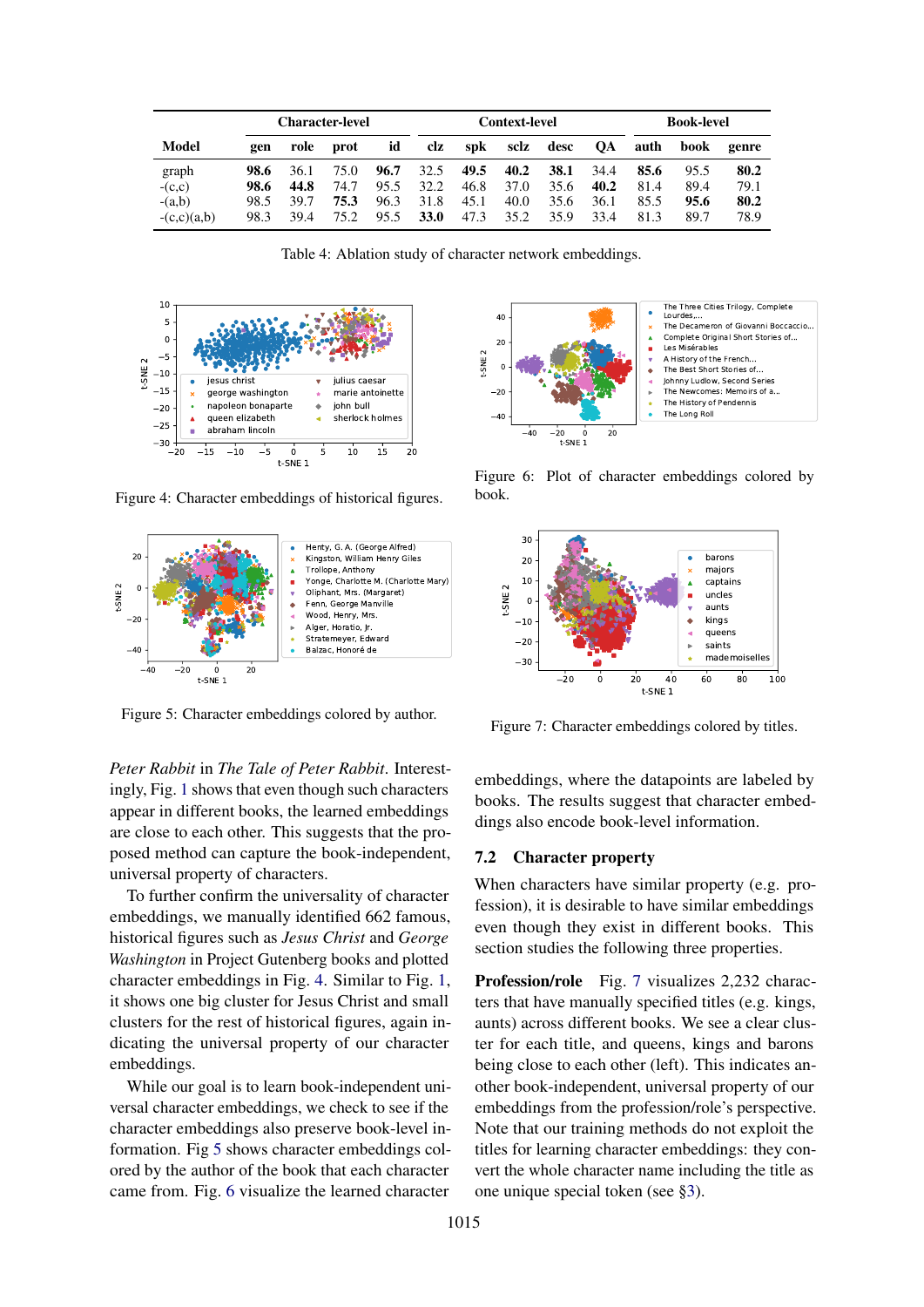| Model | Character-level | | | | Context-level | | | | | Book-level | | |
|---|---|---|---|---|---|---|---|---|---|---|---|---|
| | gen | role | prot | id | clz | spk | sclz | desc | QA | auth | book | genre |
| graph | **98.6** | 36.1 | 75.0 | **96.7** | 32.5 | **49.5** | **40.2** | **38.1** | 34.4 | **85.6** | 95.5 | **80.2** |
| -(c,c) | **98.6** | **44.8** | 74.7 | 95.5 | 32.2 | 46.8 | 37.0 | 35.6 | **40.2** | 81.4 | 89.4 | 79.1 |
| -(a,b) | 98.5 | 39.7 | **75.3** | 96.3 | 31.8 | 45.1 | 40.0 | 35.6 | 36.1 | 85.5 | **95.6** | **80.2** |
| -(c,c)(a,b) | 98.3 | 39.4 | 75.2 | 95.5 | **33.0** | 47.3 | 35.2 | 35.9 | 33.4 | 81.3 | 89.7 | 78.9 |

Table 4: Ablation study of character network embeddings.

Figure 4: Character embeddings of historical figures.

Figure 5: Character embeddings colored by author.

Figure 6: Plot of character embeddings colored by book.

Figure 7: Character embeddings colored by titles.

*Peter Rabbit* in *The Tale of Peter Rabbit*. Interestingly, Fig. 1 shows that even though such characters appear in different books, the learned embeddings are close to each other. This suggests that the proposed method can capture the book-independent, universal property of characters.

To further confirm the universality of character embeddings, we manually identified 662 famous, historical figures such as *Jesus Christ* and *George Washington* in Project Gutenberg books and plotted character embeddings in Fig. 4. Similar to Fig. 1, it shows one big cluster for Jesus Christ and small clusters for the rest of historical figures, again indicating the universal property of our character embeddings.

While our goal is to learn book-independent universal character embeddings, we check to see if the character embeddings also preserve book-level information. Fig 5 shows character embeddings colored by the author of the book that each character came from. Fig. 6 visualize the learned character embeddings, where the datapoints are labeled by books. The results suggest that character embeddings also encode book-level information.

## 7.2 Character property

When characters have similar property (e.g. profession), it is desirable to have similar embeddings even though they exist in different books. This section studies the following three properties.

**Profession/role** Fig. 7 visualizes 2,232 characters that have manually specified titles (e.g. kings, aunts) across different books. We see a clear cluster for each title, and queens, kings and barons being close to each other (left). This indicates another book-independent, universal property of our embeddings from the profession/role's perspective. Note that our training methods do not exploit the titles for learning character embeddings: they convert the whole character name including the title as one unique special token (see §3).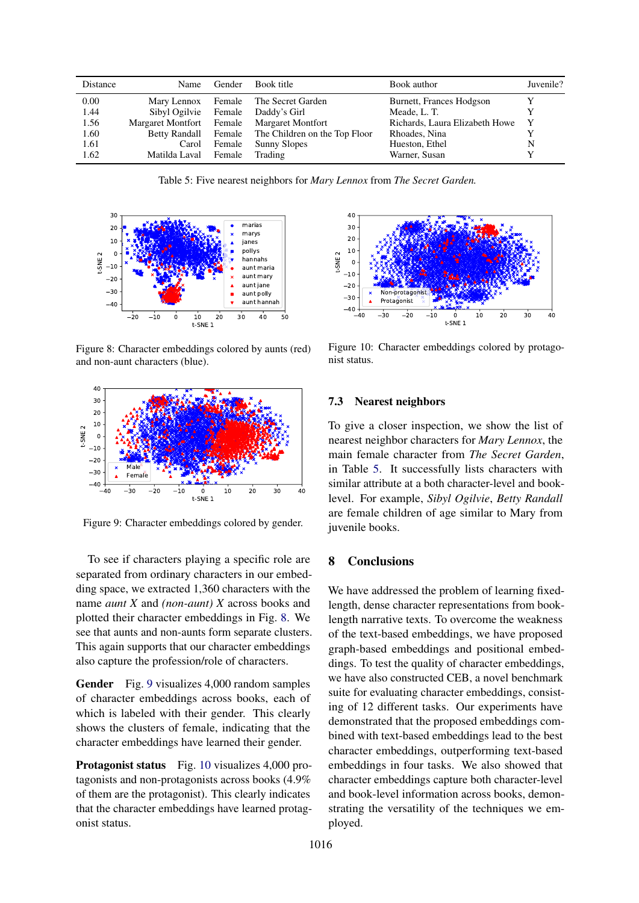| Distance | Name | Gender | Book title | Book author | Juvenile? |
|---|---|---|---|---|---|
| 0.00 | Mary Lennox | Female | The Secret Garden | Burnett, Frances Hodgson | Y |
| 1.44 | Sibyl Ogilvie | Female | Daddy's Girl | Meade, L. T. | Y |
| 1.56 | Margaret Montfort | Female | Margaret Montfort | Richards, Laura Elizabeth Howe | Y |
| 1.60 | Betty Randall | Female | The Children on the Top Floor | Rhoades, Nina | Y |
| 1.61 | Carol | Female | Sunny Slopes | Hueston, Ethel | N |
| 1.62 | Matilda Laval | Female | Trading | Warner, Susan | Y |

Table 5: Five nearest neighbors for *Mary Lennox* from *The Secret Garden.*

Figure 8: Character embeddings colored by aunts (red) and non-aunt characters (blue).

Figure 9: Character embeddings colored by gender.

To see if characters playing a specific role are separated from ordinary characters in our embedding space, we extracted 1,360 characters with the name *aunt X* and *(non-aunt) X* across books and plotted their character embeddings in Fig. 8. We see that aunts and non-aunts form separate clusters. This again supports that our character embeddings also capture the profession/role of characters.

**Gender** Fig. 9 visualizes 4,000 random samples of character embeddings across books, each of which is labeled with their gender. This clearly shows the clusters of female, indicating that the character embeddings have learned their gender.

**Protagonist status** Fig. 10 visualizes 4,000 protagonists and non-protagonists across books (4.9% of them are the protagonist). This clearly indicates that the character embeddings have learned protagonist status.

Figure 10: Character embeddings colored by protagonist status.

### 7.3 Nearest neighbors

To give a closer inspection, we show the list of nearest neighbor characters for *Mary Lennox*, the main female character from *The Secret Garden*, in Table 5. It successfully lists characters with similar attribute at a both character-level and book-level. For example, *Sibyl Ogilvie*, *Betty Randall* are female children of age similar to Mary from juvenile books.

## 8 Conclusions

We have addressed the problem of learning fixed-length, dense character representations from book-length narrative texts. To overcome the weakness of the text-based embeddings, we have proposed graph-based embeddings and positional embeddings. To test the quality of character embeddings, we have also constructed CEB, a novel benchmark suite for evaluating character embeddings, consisting of 12 different tasks. Our experiments have demonstrated that the proposed embeddings combined with text-based embeddings lead to the best character embeddings, outperforming text-based embeddings in four tasks. We also showed that character embeddings capture both character-level and book-level information across books, demonstrating the versatility of the techniques we employed.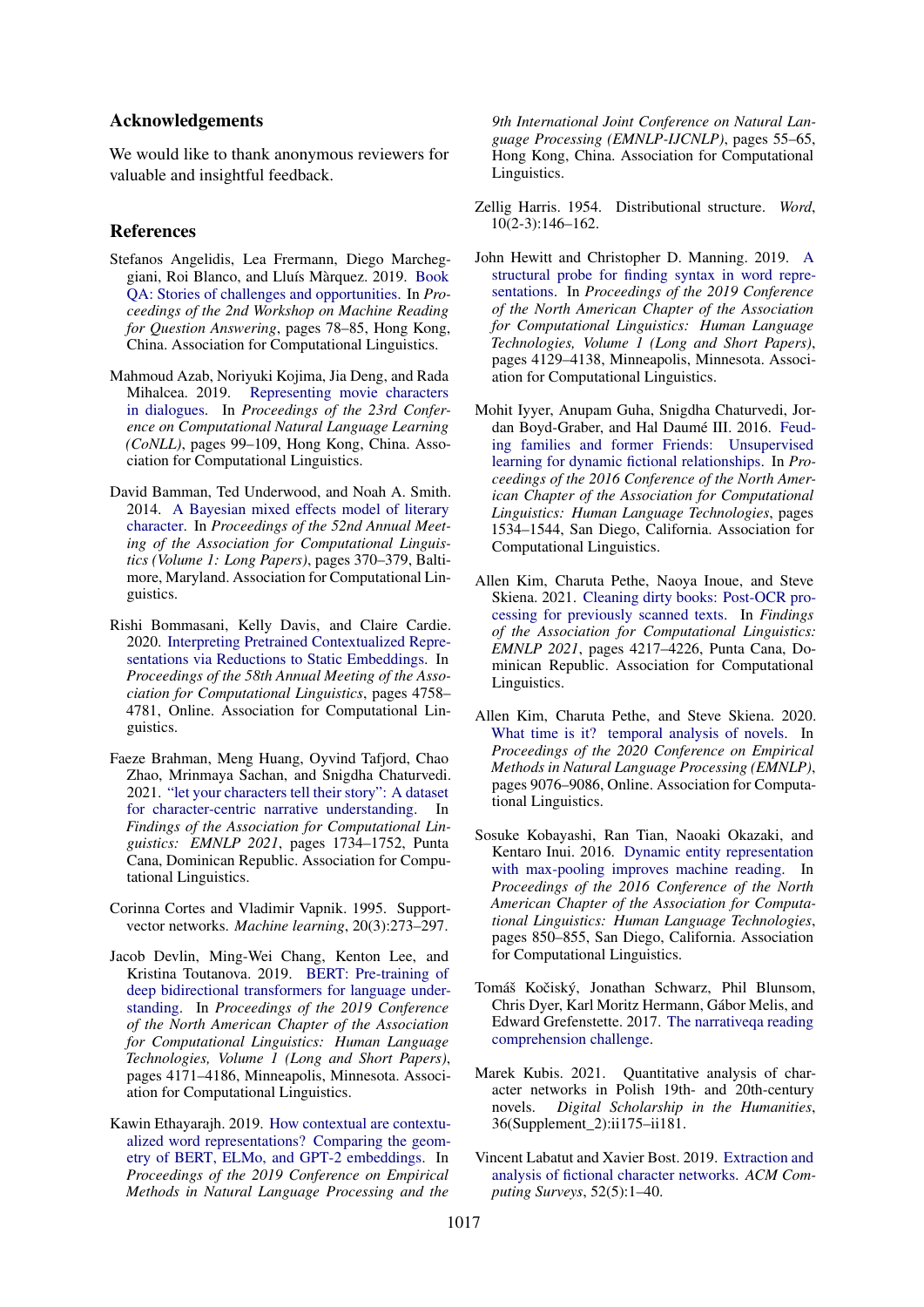## Acknowledgements

We would like to thank anonymous reviewers for valuable and insightful feedback.

## References

Stefanos Angelidis, Lea Frermann, Diego Marcheggiani, Roi Blanco, and Lluís Màrquez. 2019. Book QA: Stories of challenges and opportunities. In *Proceedings of the 2nd Workshop on Machine Reading for Question Answering*, pages 78–85, Hong Kong, China. Association for Computational Linguistics.

Mahmoud Azab, Noriyuki Kojima, Jia Deng, and Rada Mihalcea. 2019. Representing movie characters in dialogues. In *Proceedings of the 23rd Conference on Computational Natural Language Learning (CoNLL)*, pages 99–109, Hong Kong, China. Association for Computational Linguistics.

David Bamman, Ted Underwood, and Noah A. Smith. 2014. A Bayesian mixed effects model of literary character. In *Proceedings of the 52nd Annual Meeting of the Association for Computational Linguistics (Volume 1: Long Papers)*, pages 370–379, Baltimore, Maryland. Association for Computational Linguistics.

Rishi Bommasani, Kelly Davis, and Claire Cardie. 2020. Interpreting Pretrained Contextualized Representations via Reductions to Static Embeddings. In *Proceedings of the 58th Annual Meeting of the Association for Computational Linguistics*, pages 4758–4781, Online. Association for Computational Linguistics.

Faeze Brahman, Meng Huang, Oyvind Tafjord, Chao Zhao, Mrinmaya Sachan, and Snigdha Chaturvedi. 2021. "let your characters tell their story": A dataset for character-centric narrative understanding. In *Findings of the Association for Computational Linguistics: EMNLP 2021*, pages 1734–1752, Punta Cana, Dominican Republic. Association for Computational Linguistics.

Corinna Cortes and Vladimir Vapnik. 1995. Support-vector networks. *Machine learning*, 20(3):273–297.

Jacob Devlin, Ming-Wei Chang, Kenton Lee, and Kristina Toutanova. 2019. BERT: Pre-training of deep bidirectional transformers for language understanding. In *Proceedings of the 2019 Conference of the North American Chapter of the Association for Computational Linguistics: Human Language Technologies, Volume 1 (Long and Short Papers)*, pages 4171–4186, Minneapolis, Minnesota. Association for Computational Linguistics.

Kawin Ethayarajh. 2019. How contextual are contextualized word representations? Comparing the geometry of BERT, ELMo, and GPT-2 embeddings. In *Proceedings of the 2019 Conference on Empirical Methods in Natural Language Processing and the 9th International Joint Conference on Natural Language Processing (EMNLP-IJCNLP)*, pages 55–65, Hong Kong, China. Association for Computational Linguistics.

Zellig Harris. 1954. Distributional structure. *Word*, 10(2-3):146–162.

John Hewitt and Christopher D. Manning. 2019. A structural probe for finding syntax in word representations. In *Proceedings of the 2019 Conference of the North American Chapter of the Association for Computational Linguistics: Human Language Technologies, Volume 1 (Long and Short Papers)*, pages 4129–4138, Minneapolis, Minnesota. Association for Computational Linguistics.

Mohit Iyyer, Anupam Guha, Snigdha Chaturvedi, Jordan Boyd-Graber, and Hal Daumé III. 2016. Feuding families and former Friends: Unsupervised learning for dynamic fictional relationships. In *Proceedings of the 2016 Conference of the North American Chapter of the Association for Computational Linguistics: Human Language Technologies*, pages 1534–1544, San Diego, California. Association for Computational Linguistics.

Allen Kim, Charuta Pethe, Naoya Inoue, and Steve Skiena. 2021. Cleaning dirty books: Post-OCR processing for previously scanned texts. In *Findings of the Association for Computational Linguistics: EMNLP 2021*, pages 4217–4226, Punta Cana, Dominican Republic. Association for Computational Linguistics.

Allen Kim, Charuta Pethe, and Steve Skiena. 2020. What time is it? temporal analysis of novels. In *Proceedings of the 2020 Conference on Empirical Methods in Natural Language Processing (EMNLP)*, pages 9076–9086, Online. Association for Computational Linguistics.

Sosuke Kobayashi, Ran Tian, Naoaki Okazaki, and Kentaro Inui. 2016. Dynamic entity representation with max-pooling improves machine reading. In *Proceedings of the 2016 Conference of the North American Chapter of the Association for Computational Linguistics: Human Language Technologies*, pages 850–855, San Diego, California. Association for Computational Linguistics.

Tomáš Kočiský, Jonathan Schwarz, Phil Blunsom, Chris Dyer, Karl Moritz Hermann, Gábor Melis, and Edward Grefenstette. 2017. The narrativeqa reading comprehension challenge.

Marek Kubis. 2021. Quantitative analysis of character networks in Polish 19th- and 20th-century novels. *Digital Scholarship in the Humanities*, 36(Supplement_2):ii175–ii181.

Vincent Labatut and Xavier Bost. 2019. Extraction and analysis of fictional character networks. *ACM Computing Surveys*, 52(5):1–40.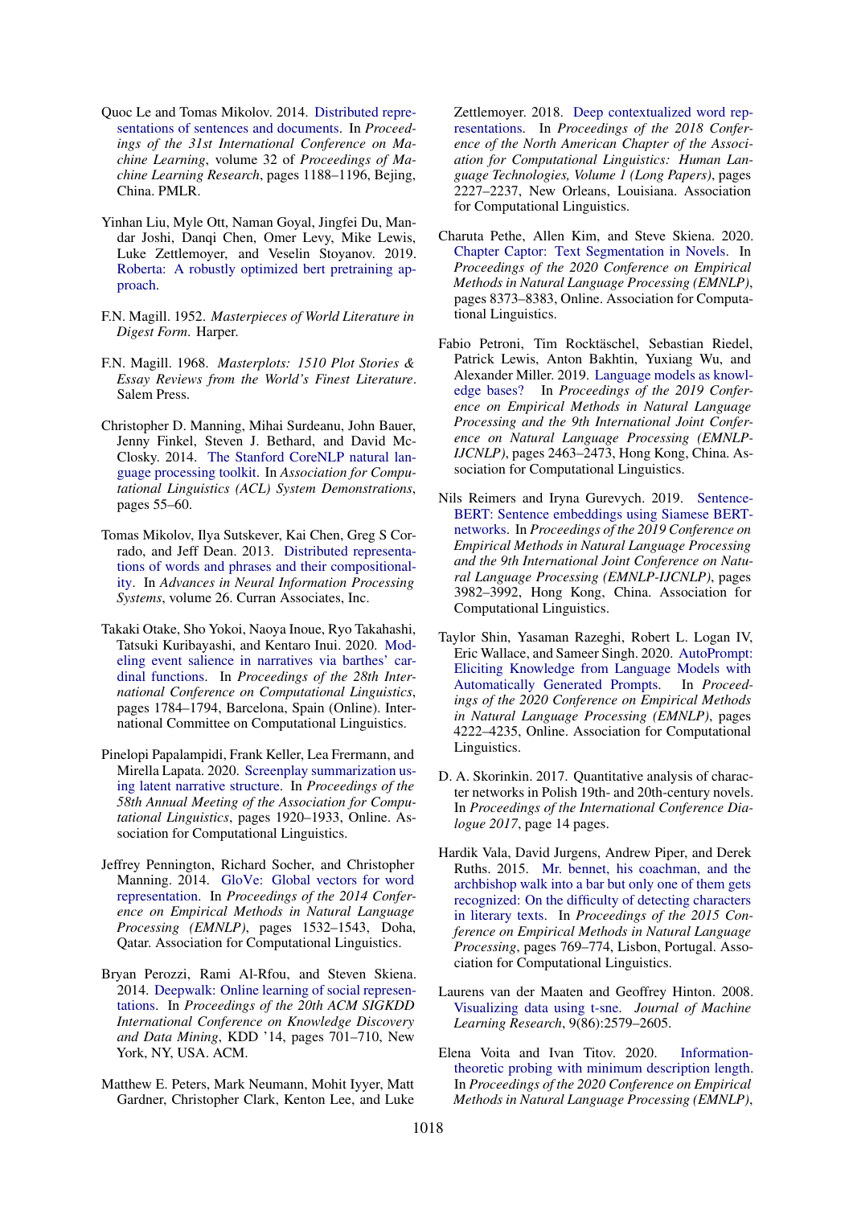Quoc Le and Tomas Mikolov. 2014. Distributed representations of sentences and documents. In *Proceedings of the 31st International Conference on Machine Learning*, volume 32 of *Proceedings of Machine Learning Research*, pages 1188–1196, Bejing, China. PMLR.

Yinhan Liu, Myle Ott, Naman Goyal, Jingfei Du, Mandar Joshi, Danqi Chen, Omer Levy, Mike Lewis, Luke Zettlemoyer, and Veselin Stoyanov. 2019. Roberta: A robustly optimized bert pretraining approach.

F.N. Magill. 1952. *Masterpieces of World Literature in Digest Form*. Harper.

F.N. Magill. 1968. *Masterplots: 1510 Plot Stories & Essay Reviews from the World's Finest Literature*. Salem Press.

Christopher D. Manning, Mihai Surdeanu, John Bauer, Jenny Finkel, Steven J. Bethard, and David McClosky. 2014. The Stanford CoreNLP natural language processing toolkit. In *Association for Computational Linguistics (ACL) System Demonstrations*, pages 55–60.

Tomas Mikolov, Ilya Sutskever, Kai Chen, Greg S Corrado, and Jeff Dean. 2013. Distributed representations of words and phrases and their compositionality. In *Advances in Neural Information Processing Systems*, volume 26. Curran Associates, Inc.

Takaki Otake, Sho Yokoi, Naoya Inoue, Ryo Takahashi, Tatsuki Kuribayashi, and Kentaro Inui. 2020. Modeling event salience in narratives via barthes' cardinal functions. In *Proceedings of the 28th International Conference on Computational Linguistics*, pages 1784–1794, Barcelona, Spain (Online). International Committee on Computational Linguistics.

Pinelopi Papalampidi, Frank Keller, Lea Frermann, and Mirella Lapata. 2020. Screenplay summarization using latent narrative structure. In *Proceedings of the 58th Annual Meeting of the Association for Computational Linguistics*, pages 1920–1933, Online. Association for Computational Linguistics.

Jeffrey Pennington, Richard Socher, and Christopher Manning. 2014. GloVe: Global vectors for word representation. In *Proceedings of the 2014 Conference on Empirical Methods in Natural Language Processing (EMNLP)*, pages 1532–1543, Doha, Qatar. Association for Computational Linguistics.

Bryan Perozzi, Rami Al-Rfou, and Steven Skiena. 2014. Deepwalk: Online learning of social representations. In *Proceedings of the 20th ACM SIGKDD International Conference on Knowledge Discovery and Data Mining*, KDD '14, pages 701–710, New York, NY, USA. ACM.

Matthew E. Peters, Mark Neumann, Mohit Iyyer, Matt Gardner, Christopher Clark, Kenton Lee, and Luke Zettlemoyer. 2018. Deep contextualized word representations. In *Proceedings of the 2018 Conference of the North American Chapter of the Association for Computational Linguistics: Human Language Technologies, Volume 1 (Long Papers)*, pages 2227–2237, New Orleans, Louisiana. Association for Computational Linguistics.

Charuta Pethe, Allen Kim, and Steve Skiena. 2020. Chapter Captor: Text Segmentation in Novels. In *Proceedings of the 2020 Conference on Empirical Methods in Natural Language Processing (EMNLP)*, pages 8373–8383, Online. Association for Computational Linguistics.

Fabio Petroni, Tim Rocktäschel, Sebastian Riedel, Patrick Lewis, Anton Bakhtin, Yuxiang Wu, and Alexander Miller. 2019. Language models as knowledge bases? In *Proceedings of the 2019 Conference on Empirical Methods in Natural Language Processing and the 9th International Joint Conference on Natural Language Processing (EMNLP-IJCNLP)*, pages 2463–2473, Hong Kong, China. Association for Computational Linguistics.

Nils Reimers and Iryna Gurevych. 2019. Sentence-BERT: Sentence embeddings using Siamese BERT-networks. In *Proceedings of the 2019 Conference on Empirical Methods in Natural Language Processing and the 9th International Joint Conference on Natural Language Processing (EMNLP-IJCNLP)*, pages 3982–3992, Hong Kong, China. Association for Computational Linguistics.

Taylor Shin, Yasaman Razeghi, Robert L. Logan IV, Eric Wallace, and Sameer Singh. 2020. AutoPrompt: Eliciting Knowledge from Language Models with Automatically Generated Prompts. In *Proceedings of the 2020 Conference on Empirical Methods in Natural Language Processing (EMNLP)*, pages 4222–4235, Online. Association for Computational Linguistics.

D. A. Skorinkin. 2017. Quantitative analysis of character networks in Polish 19th- and 20th-century novels. In *Proceedings of the International Conference Dialogue 2017*, page 14 pages.

Hardik Vala, David Jurgens, Andrew Piper, and Derek Ruths. 2015. Mr. bennet, his coachman, and the archbishop walk into a bar but only one of them gets recognized: On the difficulty of detecting characters in literary texts. In *Proceedings of the 2015 Conference on Empirical Methods in Natural Language Processing*, pages 769–774, Lisbon, Portugal. Association for Computational Linguistics.

Laurens van der Maaten and Geoffrey Hinton. 2008. Visualizing data using t-sne. *Journal of Machine Learning Research*, 9(86):2579–2605.

Elena Voita and Ivan Titov. 2020. Information-theoretic probing with minimum description length. In *Proceedings of the 2020 Conference on Empirical Methods in Natural Language Processing (EMNLP)*,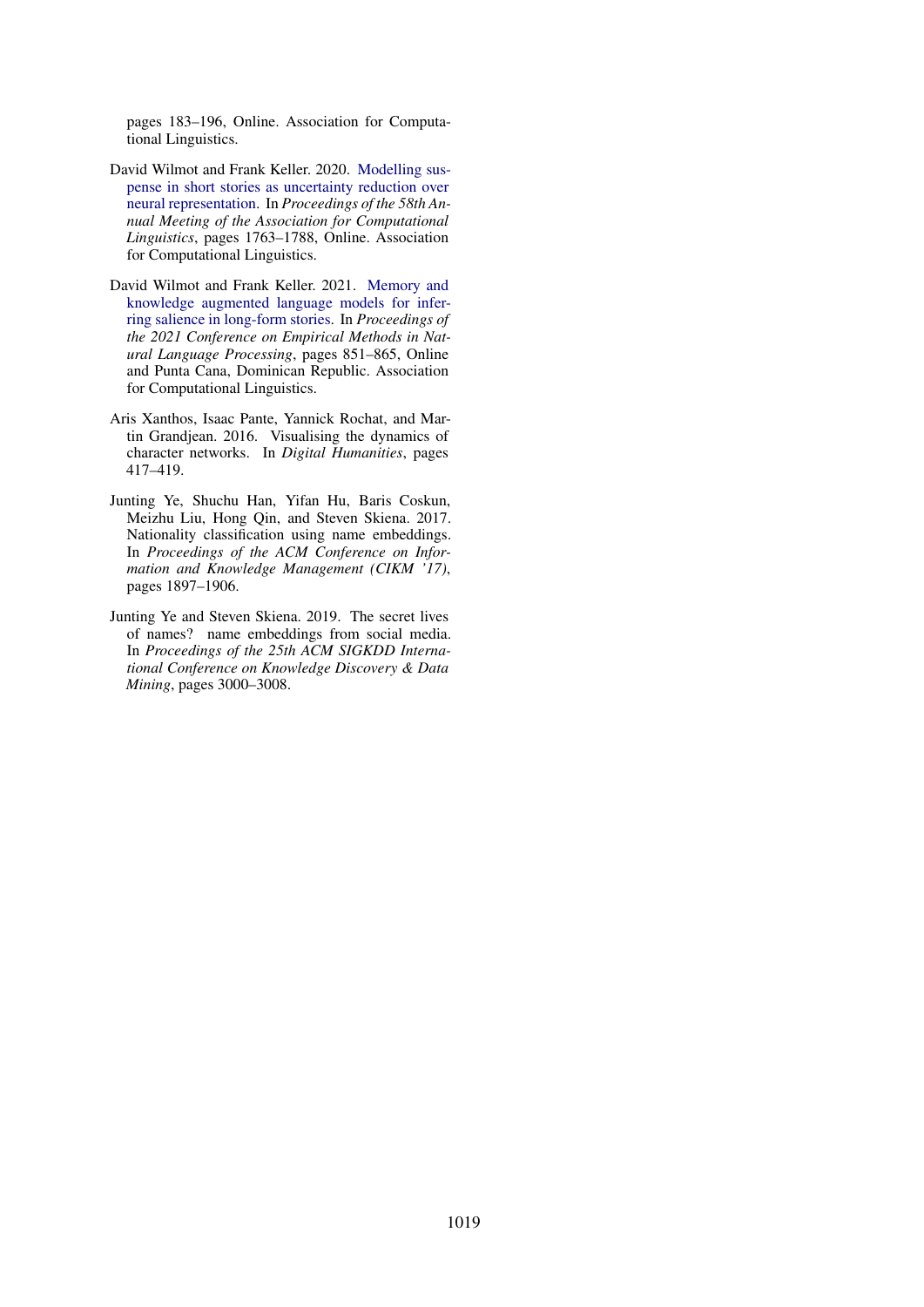pages 183–196, Online. Association for Computational Linguistics.

David Wilmot and Frank Keller. 2020. Modelling suspense in short stories as uncertainty reduction over neural representation. In *Proceedings of the 58th Annual Meeting of the Association for Computational Linguistics*, pages 1763–1788, Online. Association for Computational Linguistics.

David Wilmot and Frank Keller. 2021. Memory and knowledge augmented language models for inferring salience in long-form stories. In *Proceedings of the 2021 Conference on Empirical Methods in Natural Language Processing*, pages 851–865, Online and Punta Cana, Dominican Republic. Association for Computational Linguistics.

Aris Xanthos, Isaac Pante, Yannick Rochat, and Martin Grandjean. 2016. Visualising the dynamics of character networks. In *Digital Humanities*, pages 417–419.

Junting Ye, Shuchu Han, Yifan Hu, Baris Coskun, Meizhu Liu, Hong Qin, and Steven Skiena. 2017. Nationality classification using name embeddings. In *Proceedings of the ACM Conference on Information and Knowledge Management (CIKM '17)*, pages 1897–1906.

Junting Ye and Steven Skiena. 2019. The secret lives of names? name embeddings from social media. In *Proceedings of the 25th ACM SIGKDD International Conference on Knowledge Discovery & Data Mining*, pages 3000–3008.